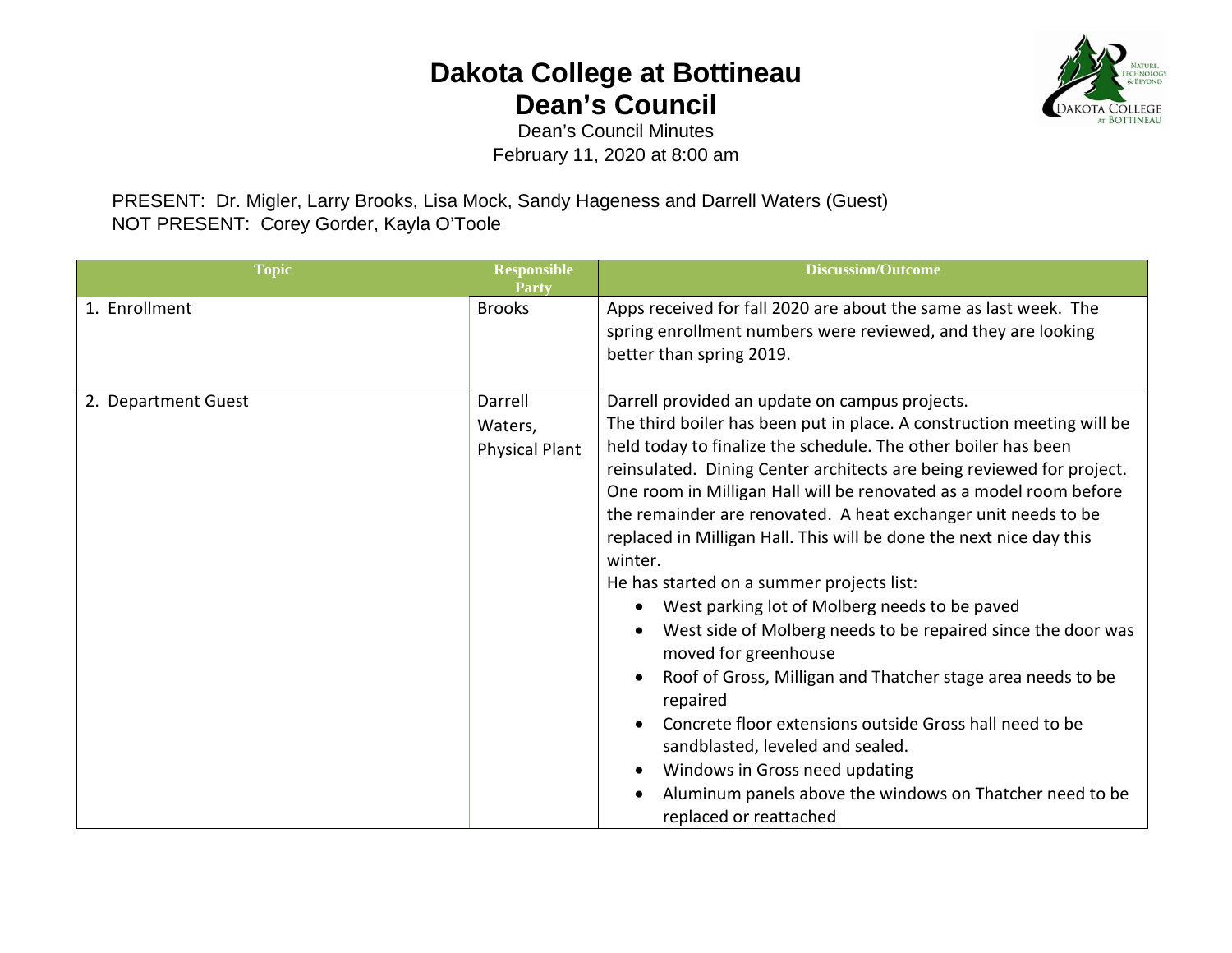# Dakota College at Bottineau
# Dean's Council

Dean's Council Minutes
February 11, 2020 at 8:00 am

PRESENT: Dr. Migler, Larry Brooks, Lisa Mock, Sandy Hageness and Darrell Waters (Guest)
NOT PRESENT: Corey Gorder, Kayla O'Toole

| Topic | Responsible Party | Discussion/Outcome |
|---|---|---|
| 1. Enrollment | Brooks | Apps received for fall 2020 are about the same as last week. The spring enrollment numbers were reviewed, and they are looking better than spring 2019. |
| 2. Department Guest | Darrell Waters, Physical Plant | Darrell provided an update on campus projects.<br>The third boiler has been put in place. A construction meeting will be held today to finalize the schedule. The other boiler has been reinsulated. Dining Center architects are being reviewed for project. One room in Milligan Hall will be renovated as a model room before the remainder are renovated. A heat exchanger unit needs to be replaced in Milligan Hall. This will be done the next nice day this winter.<br>He has started on a summer projects list:<br>• West parking lot of Molberg needs to be paved<br>• West side of Molberg needs to be repaired since the door was moved for greenhouse<br>• Roof of Gross, Milligan and Thatcher stage area needs to be repaired<br>• Concrete floor extensions outside Gross hall need to be sandblasted, leveled and sealed.<br>• Windows in Gross need updating<br>• Aluminum panels above the windows on Thatcher need to be replaced or reattached |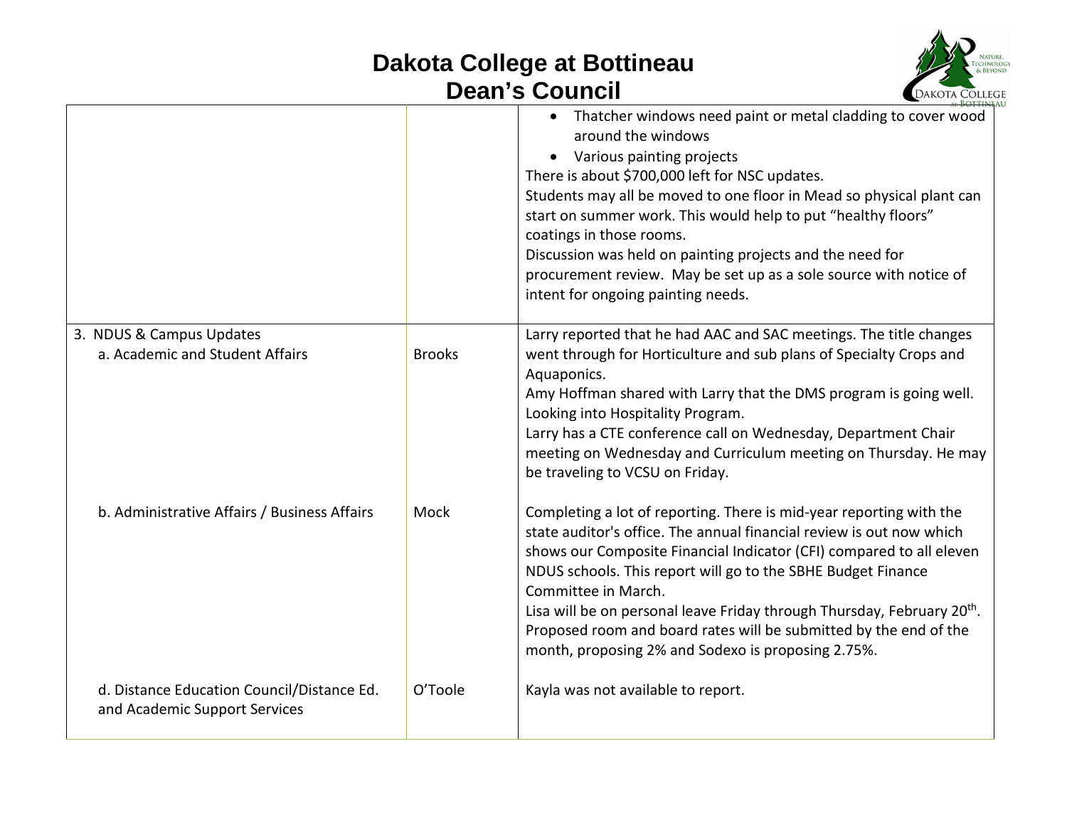# Dakota College at Bottineau
# Dean's Council

| | | |
|---|---|---|
| | | • Thatcher windows need paint or metal cladding to cover wood around the windows<br>• Various painting projects<br>There is about $700,000 left for NSC updates.<br>Students may all be moved to one floor in Mead so physical plant can start on summer work. This would help to put "healthy floors" coatings in those rooms.<br>Discussion was held on painting projects and the need for procurement review. May be set up as a sole source with notice of intent for ongoing painting needs. |
| 3. NDUS & Campus Updates<br>a. Academic and Student Affairs | Brooks | Larry reported that he had AAC and SAC meetings. The title changes went through for Horticulture and sub plans of Specialty Crops and Aquaponics.<br>Amy Hoffman shared with Larry that the DMS program is going well. Looking into Hospitality Program.<br>Larry has a CTE conference call on Wednesday, Department Chair meeting on Wednesday and Curriculum meeting on Thursday. He may be traveling to VCSU on Friday. |
| b. Administrative Affairs / Business Affairs | Mock | Completing a lot of reporting. There is mid-year reporting with the state auditor's office. The annual financial review is out now which shows our Composite Financial Indicator (CFI) compared to all eleven NDUS schools. This report will go to the SBHE Budget Finance Committee in March.<br>Lisa will be on personal leave Friday through Thursday, February 20th.<br>Proposed room and board rates will be submitted by the end of the month, proposing 2% and Sodexo is proposing 2.75%. |
| d. Distance Education Council/Distance Ed. and Academic Support Services | O'Toole | Kayla was not available to report. |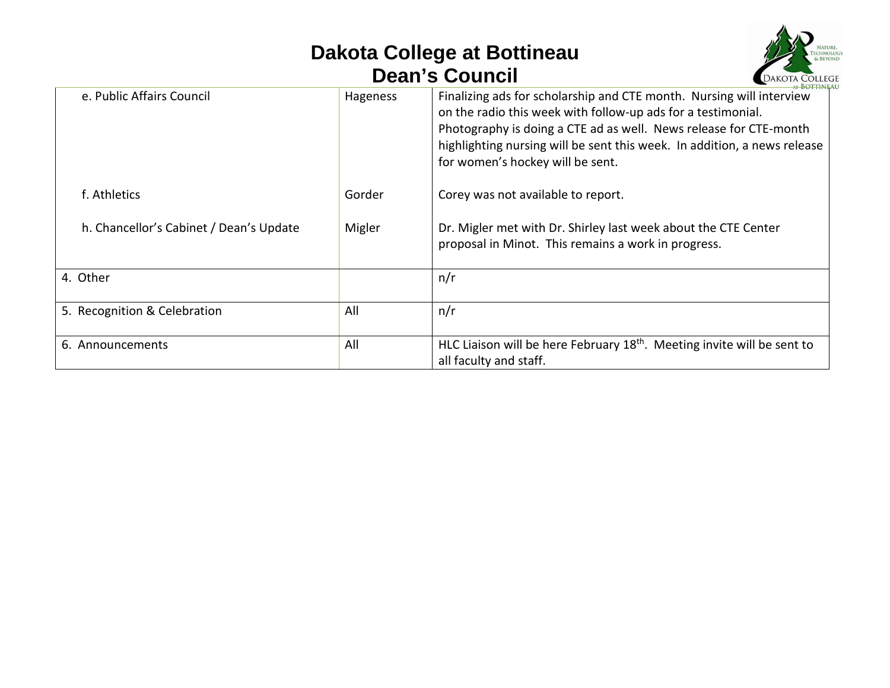# Dakota College at Bottineau
## Dean's Council

| | | |
|---|---|---|
| e. Public Affairs Council | Hageness | Finalizing ads for scholarship and CTE month. Nursing will interview on the radio this week with follow-up ads for a testimonial. Photography is doing a CTE ad as well. News release for CTE-month highlighting nursing will be sent this week. In addition, a news release for women's hockey will be sent. |
| f. Athletics | Gorder | Corey was not available to report. |
| h. Chancellor's Cabinet / Dean's Update | Migler | Dr. Migler met with Dr. Shirley last week about the CTE Center proposal in Minot. This remains a work in progress. |
| 4. Other | | n/r |
| 5. Recognition & Celebration | All | n/r |
| 6. Announcements | All | HLC Liaison will be here February 18th. Meeting invite will be sent to all faculty and staff. |